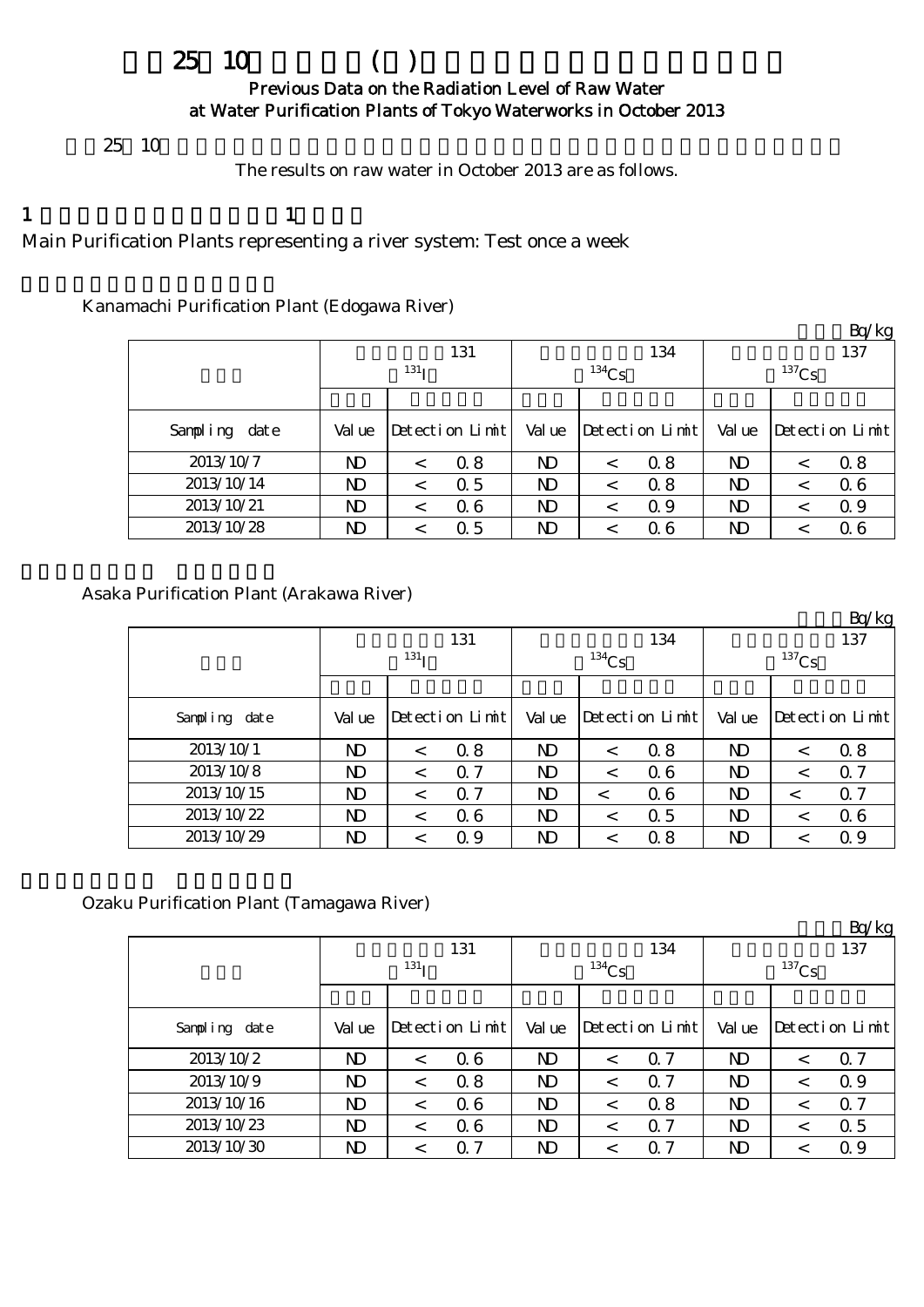# 25 10 ( )

## Previous Data on the Radiation Level of Raw Water at Water Purification Plants of Tokyo Waterworks in October 2013

25 10

The results on raw water in October 2013 are as follows.

1 1

Main Purification Plants representing a river system: Test once a week

Kanamachi Purification Plant (Edogawa River)

Bq/kg

| | 131 $^{131}$I | | 134 $^{134}$Cs | | 137 $^{137}$Cs | |
|---|---|---|---|---|---|---|
| Sampling date | Value | Detection Limit | Value | Detection Limit | Value | Detection Limit |
| 2013/10/7 | ND | < 0.8 | ND | < 0.8 | ND | < 0.8 |
| 2013/10/14 | ND | < 0.5 | ND | < 0.8 | ND | < 0.6 |
| 2013/10/21 | ND | < 0.6 | ND | < 0.9 | ND | < 0.9 |
| 2013/10/28 | ND | < 0.5 | ND | < 0.6 | ND | < 0.6 |

Asaka Purification Plant (Arakawa River)

Bq/kg

| | 131 $^{131}$I | | 134 $^{134}$Cs | | 137 $^{137}$Cs | |
|---|---|---|---|---|---|---|
| Sampling date | Value | Detection Limit | Value | Detection Limit | Value | Detection Limit |
| 2013/10/1 | ND | < 0.8 | ND | < 0.8 | ND | < 0.8 |
| 2013/10/8 | ND | < 0.7 | ND | < 0.6 | ND | < 0.7 |
| 2013/10/15 | ND | < 0.7 | ND | < 0.6 | ND | < 0.7 |
| 2013/10/22 | ND | < 0.6 | ND | < 0.5 | ND | < 0.6 |
| 2013/10/29 | ND | < 0.9 | ND | < 0.8 | ND | < 0.9 |

Ozaku Purification Plant (Tamagawa River)

Bq/kg

| | 131 $^{131}$I | | 134 $^{134}$Cs | | 137 $^{137}$Cs | |
|---|---|---|---|---|---|---|
| Sampling date | Value | Detection Limit | Value | Detection Limit | Value | Detection Limit |
| 2013/10/2 | ND | < 0.6 | ND | < 0.7 | ND | < 0.7 |
| 2013/10/9 | ND | < 0.8 | ND | < 0.7 | ND | < 0.9 |
| 2013/10/16 | ND | < 0.6 | ND | < 0.8 | ND | < 0.7 |
| 2013/10/23 | ND | < 0.6 | ND | < 0.7 | ND | < 0.5 |
| 2013/10/30 | ND | < 0.7 | ND | < 0.7 | ND | < 0.9 |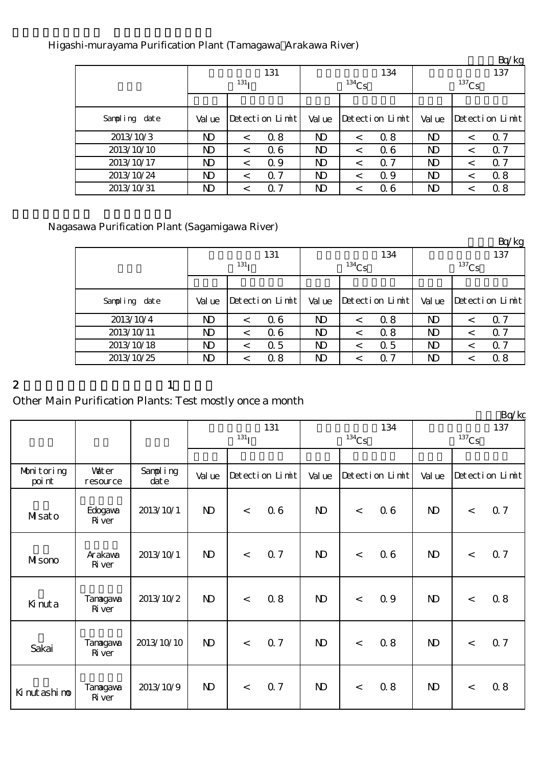Higashi-murayama Purification Plant (Tamagawa Arakawa River)

Bq/kg

| | 131 $^{131}$I | | 134 $^{134}$Cs | | 137 $^{137}$Cs | |
|---|---|---|---|---|---|---|
| Sampling date | Value | Detection Limit | Value | Detection Limit | Value | Detection Limit |
| 2013/10/3 | ND | < 0.8 | ND | < 0.8 | ND | < 0.7 |
| 2013/10/10 | ND | < 0.6 | ND | < 0.6 | ND | < 0.7 |
| 2013/10/17 | ND | < 0.9 | ND | < 0.7 | ND | < 0.7 |
| 2013/10/24 | ND | < 0.7 | ND | < 0.9 | ND | < 0.8 |
| 2013/10/31 | ND | < 0.7 | ND | < 0.6 | ND | < 0.8 |

Nagasawa Purification Plant (Sagamigawa River)

Bq/kg

| | 131 $^{131}$I | | 134 $^{134}$Cs | | 137 $^{137}$Cs | |
|---|---|---|---|---|---|---|
| Sampling date | Value | Detection Limit | Value | Detection Limit | Value | Detection Limit |
| 2013/10/4 | ND | < 0.6 | ND | < 0.8 | ND | < 0.7 |
| 2013/10/11 | ND | < 0.6 | ND | < 0.8 | ND | < 0.7 |
| 2013/10/18 | ND | < 0.5 | ND | < 0.5 | ND | < 0.7 |
| 2013/10/25 | ND | < 0.8 | ND | < 0.7 | ND | < 0.8 |

2 1

Other Main Purification Plants: Test mostly once a month

Bq/kg

| | | | 131 $^{131}$I | | 134 $^{134}$Cs | | 137 $^{137}$Cs | |
|---|---|---|---|---|---|---|---|---|
| Monitoring point | Water resource | Sampling date | Value | Detection Limit | Value | Detection Limit | Value | Detection Limit |
| Misato | Edogawa River | 2013/10/1 | ND | < 0.6 | ND | < 0.6 | ND | < 0.7 |
| Misono | Arakawa River | 2013/10/1 | ND | < 0.7 | ND | < 0.6 | ND | < 0.7 |
| Kinuta | Tamagawa River | 2013/10/2 | ND | < 0.8 | ND | < 0.9 | ND | < 0.8 |
| Sakai | Tamagawa River | 2013/10/10 | ND | < 0.7 | ND | < 0.8 | ND | < 0.7 |
| Kinutashimo | Tamagawa River | 2013/10/9 | ND | < 0.7 | ND | < 0.8 | ND | < 0.8 |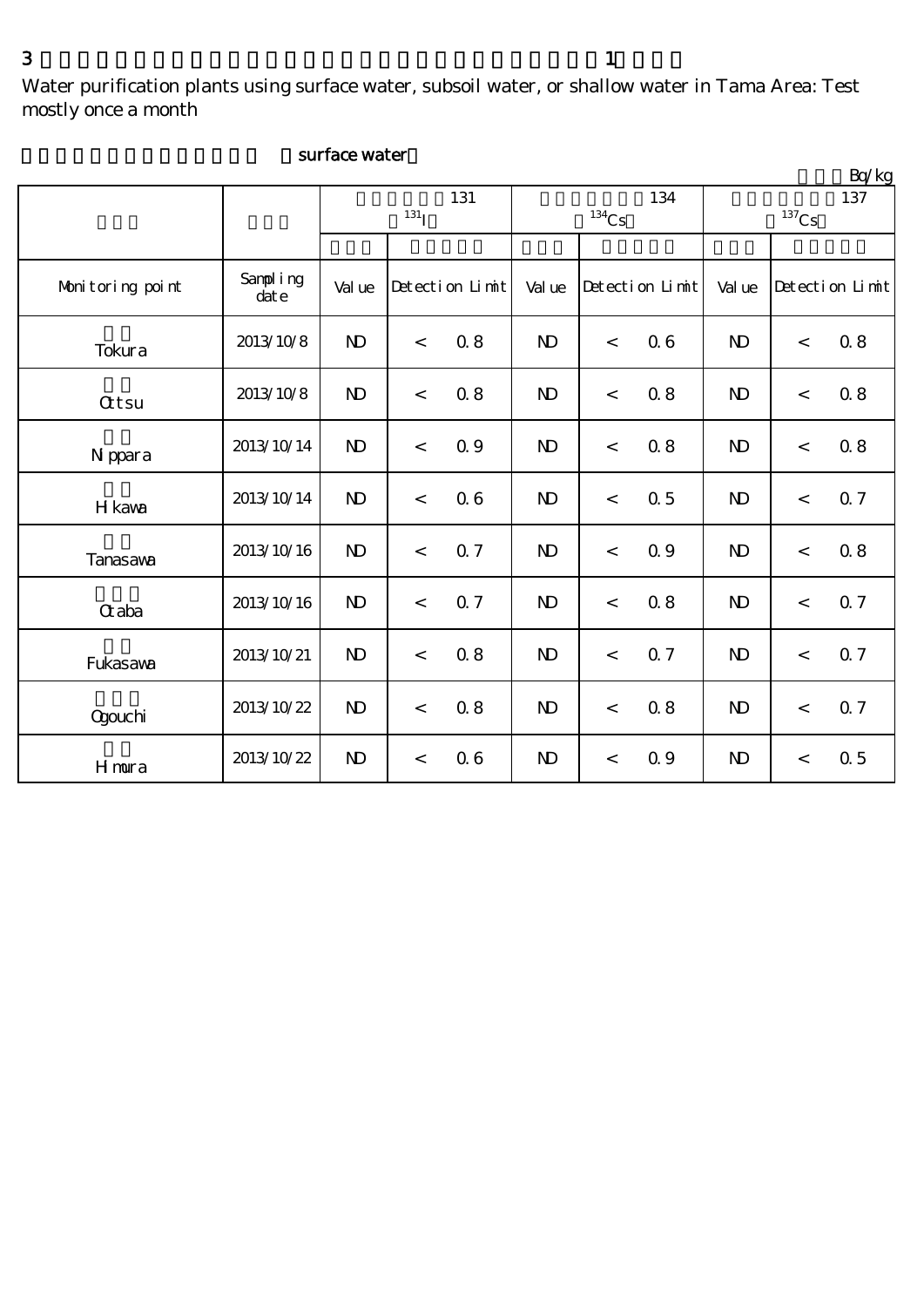3 1

Water purification plants using surface water, subsoil water, or shallow water in Tama Area: Test mostly once a month

（surface water）

Bq/kg

| | | 131 ($^{131}$I) | | 134 ($^{134}$Cs) | | 137 ($^{137}$Cs) | |
|---|---|---|---|---|---|---|---|
| Monitoring point | Sampling date | Value | Detection Limit | Value | Detection Limit | Value | Detection Limit |
| Tokura | 2013/10/8 | ND | < 0.8 | ND | < 0.6 | ND | < 0.8 |
| Ottsu | 2013/10/8 | ND | < 0.8 | ND | < 0.8 | ND | < 0.8 |
| Nippara | 2013/10/14 | ND | < 0.9 | ND | < 0.8 | ND | < 0.8 |
| Hikawa | 2013/10/14 | ND | < 0.6 | ND | < 0.5 | ND | < 0.7 |
| Tanasawa | 2013/10/16 | ND | < 0.7 | ND | < 0.9 | ND | < 0.8 |
| Otaba | 2013/10/16 | ND | < 0.7 | ND | < 0.8 | ND | < 0.7 |
| Fukasawa | 2013/10/21 | ND | < 0.8 | ND | < 0.7 | ND | < 0.7 |
| Ogouchi | 2013/10/22 | ND | < 0.8 | ND | < 0.8 | ND | < 0.7 |
| Himura | 2013/10/22 | ND | < 0.6 | ND | < 0.9 | ND | < 0.5 |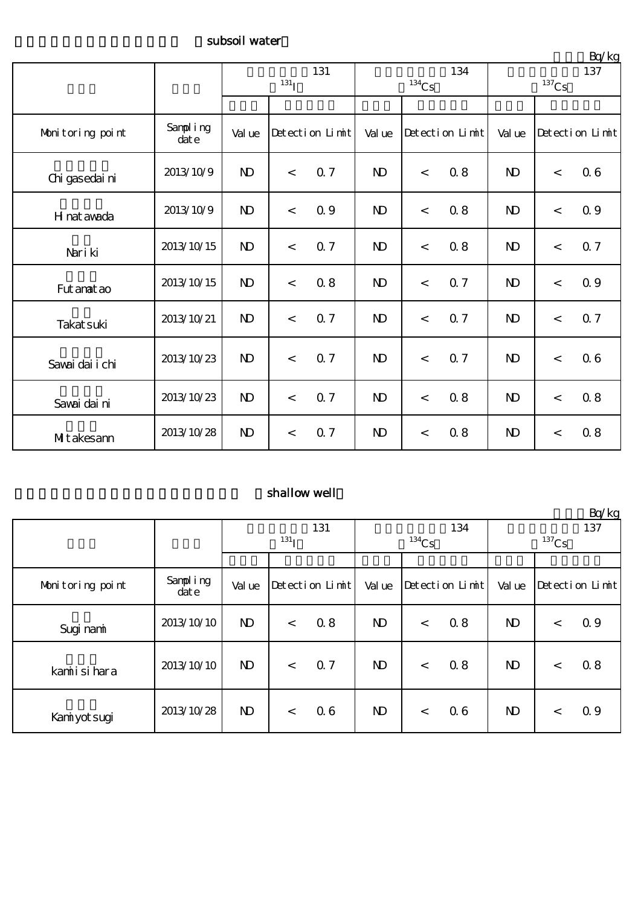（subsoil water）

Bq/kg

| | | 131 ($^{131}I$) | | 134 ($^{134}Cs$) | | 137 ($^{137}Cs$) | |
|---|---|---|---|---|---|---|---|
| Monitoring point | Sampling date | Value | Detection Limit | Value | Detection Limit | Value | Detection Limit |
| Chigasedaini | 2013/10/9 | ND | < 0.7 | ND | < 0.8 | ND | < 0.6 |
| Hinatawada | 2013/10/9 | ND | < 0.9 | ND | < 0.8 | ND | < 0.9 |
| Nariki | 2013/10/15 | ND | < 0.7 | ND | < 0.8 | ND | < 0.7 |
| Futamatao | 2013/10/15 | ND | < 0.8 | ND | < 0.7 | ND | < 0.9 |
| Takatsuki | 2013/10/21 | ND | < 0.7 | ND | < 0.7 | ND | < 0.7 |
| Sawaidaiichi | 2013/10/23 | ND | < 0.7 | ND | < 0.7 | ND | < 0.6 |
| Sawaidaini | 2013/10/23 | ND | < 0.7 | ND | < 0.8 | ND | < 0.8 |
| Mitakesann | 2013/10/28 | ND | < 0.7 | ND | < 0.8 | ND | < 0.8 |

（shallow well）

Bq/kg

| | | 131 ($^{131}I$) | | 134 ($^{134}Cs$) | | 137 ($^{137}Cs$) | |
|---|---|---|---|---|---|---|---|
| Monitoring point | Sampling date | Value | Detection Limit | Value | Detection Limit | Value | Detection Limit |
| Suginami | 2013/10/10 | ND | < 0.8 | ND | < 0.8 | ND | < 0.9 |
| kamiisihara | 2013/10/10 | ND | < 0.7 | ND | < 0.8 | ND | < 0.8 |
| Kamiyotsugi | 2013/10/28 | ND | < 0.6 | ND | < 0.6 | ND | < 0.9 |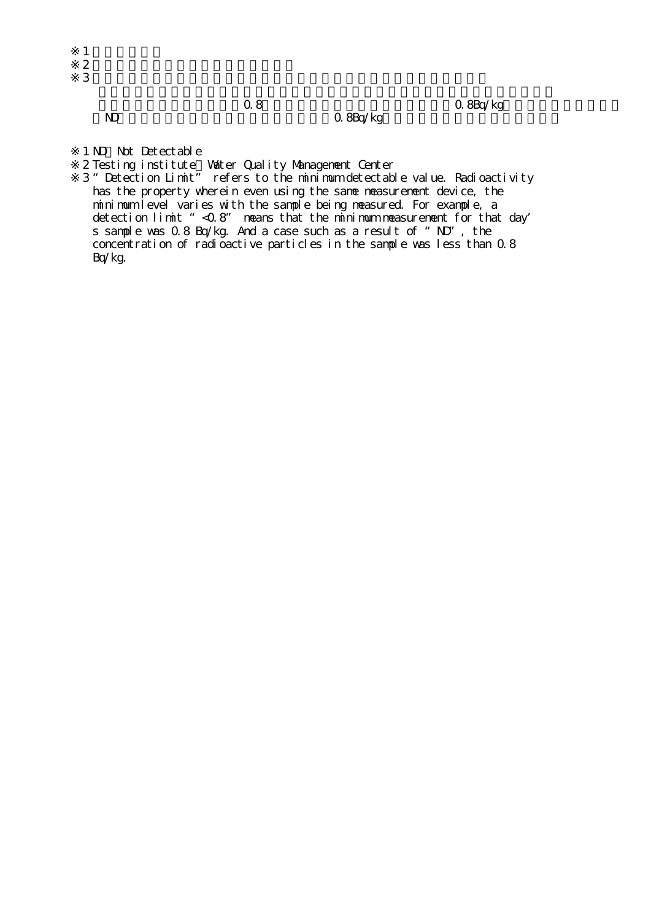※1

※2

※3

0.8 0.8Bq/kg

ND 0.8Bq/kg

※1 ND：Not Detectable

※2 Testing institute：Water Quality Management Center

※3 "Detection Limit" refers to the minimum detectable value. Radioactivity has the property wherein even using the same measurement device, the minimum level varies with the sample being measured. For example, a detection limit "<0.8" means that the minimum measurement for that day's sample was 0.8 Bq/kg. And a case such as a result of "ND", the concentration of radioactive particles in the sample was less than 0.8 Bq/kg.